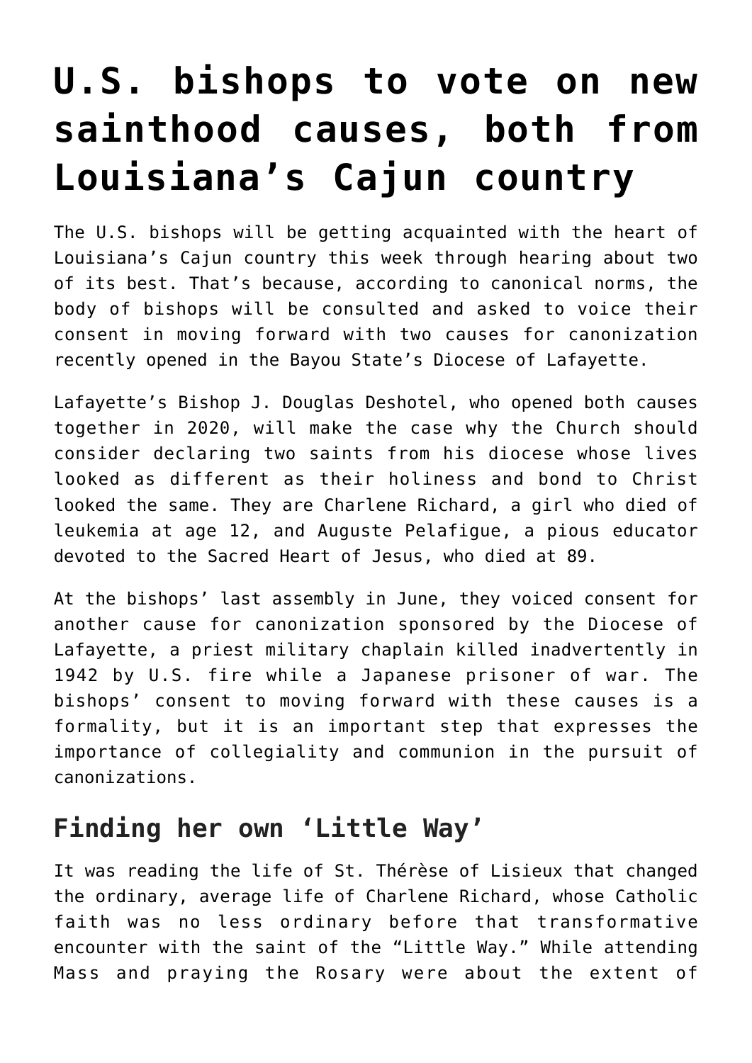# U.S. bishops to vote on new sainthood causes, both from Louisiana's Cajun country

The U.S. bishops will be getting acquainted with the heart of Louisiana's Cajun country this week through hearing about two of its best. That's because, according to canonical norms, the body of bishops will be consulted and asked to voice their consent in moving forward with two causes for canonization recently opened in the Bayou State's Diocese of Lafayette.

Lafayette's Bishop J. Douglas Deshotel, who opened both causes together in 2020, will make the case why the Church should consider declaring two saints from his diocese whose lives looked as different as their holiness and bond to Christ looked the same. They are Charlene Richard, a girl who died of leukemia at age 12, and Auguste Pelafigue, a pious educator devoted to the Sacred Heart of Jesus, who died at 89.

At the bishops' last assembly in June, they voiced consent for another cause for canonization sponsored by the Diocese of Lafayette, a priest military chaplain killed inadvertently in 1942 by U.S. fire while a Japanese prisoner of war. The bishops' consent to moving forward with these causes is a formality, but it is an important step that expresses the importance of collegiality and communion in the pursuit of canonizations.

## Finding her own 'Little Way'

It was reading the life of St. Thérèse of Lisieux that changed the ordinary, average life of Charlene Richard, whose Catholic faith was no less ordinary before that transformative encounter with the saint of the "Little Way." While attending Mass and praying the Rosary were about the extent of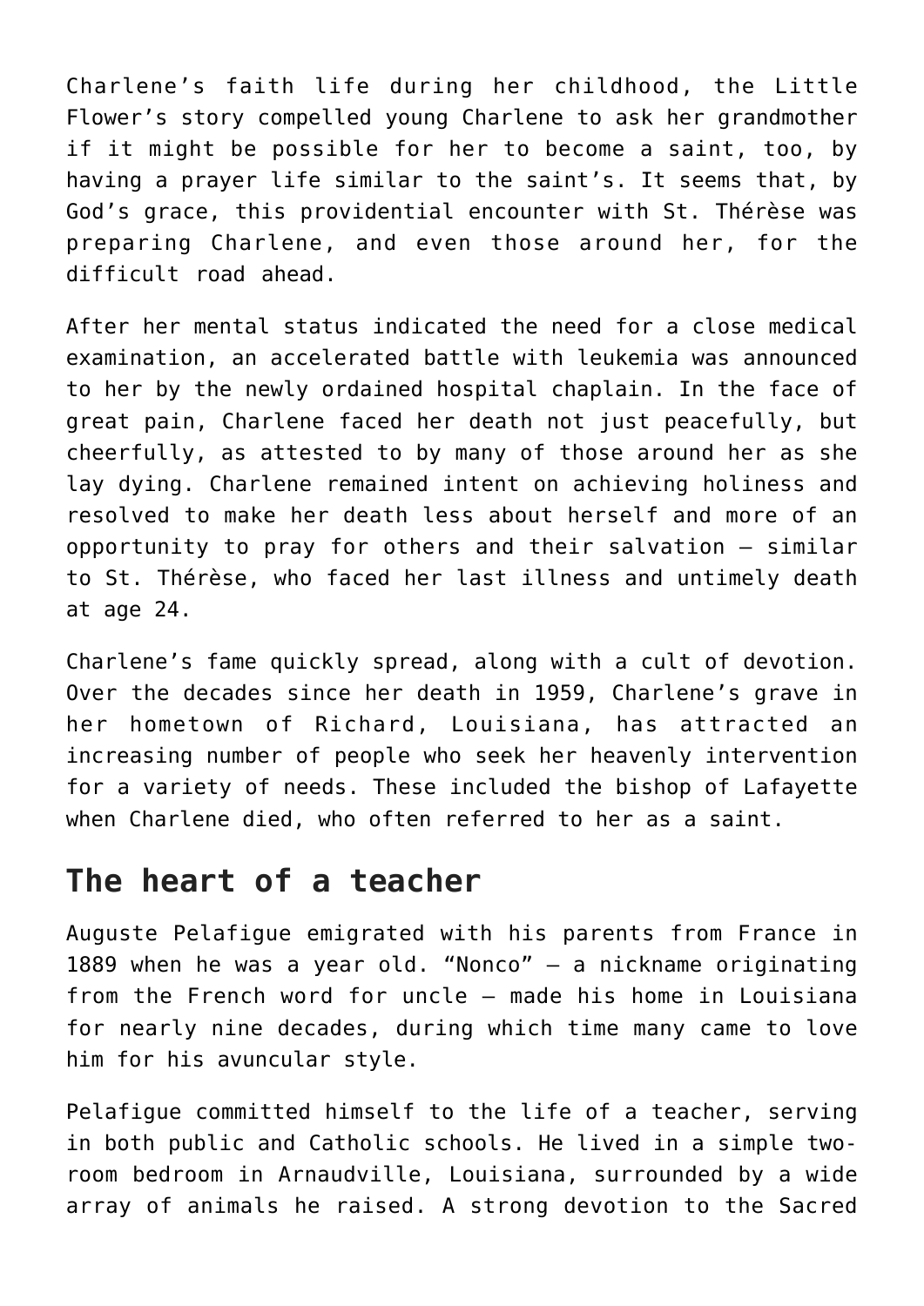Charlene's faith life during her childhood, the Little Flower's story compelled young Charlene to ask her grandmother if it might be possible for her to become a saint, too, by having a prayer life similar to the saint's. It seems that, by God's grace, this providential encounter with St. Thérèse was preparing Charlene, and even those around her, for the difficult road ahead.

After her mental status indicated the need for a close medical examination, an accelerated battle with leukemia was announced to her by the newly ordained hospital chaplain. In the face of great pain, Charlene faced her death not just peacefully, but cheerfully, as attested to by many of those around her as she lay dying. Charlene remained intent on achieving holiness and resolved to make her death less about herself and more of an opportunity to pray for others and their salvation — similar to St. Thérèse, who faced her last illness and untimely death at age 24.

Charlene's fame quickly spread, along with a cult of devotion. Over the decades since her death in 1959, Charlene's grave in her hometown of Richard, Louisiana, has attracted an increasing number of people who seek her heavenly intervention for a variety of needs. These included the bishop of Lafayette when Charlene died, who often referred to her as a saint.

## The heart of a teacher

Auguste Pelafigue emigrated with his parents from France in 1889 when he was a year old. "Nonco" — a nickname originating from the French word for uncle — made his home in Louisiana for nearly nine decades, during which time many came to love him for his avuncular style.

Pelafigue committed himself to the life of a teacher, serving in both public and Catholic schools. He lived in a simple two-room bedroom in Arnaudville, Louisiana, surrounded by a wide array of animals he raised. A strong devotion to the Sacred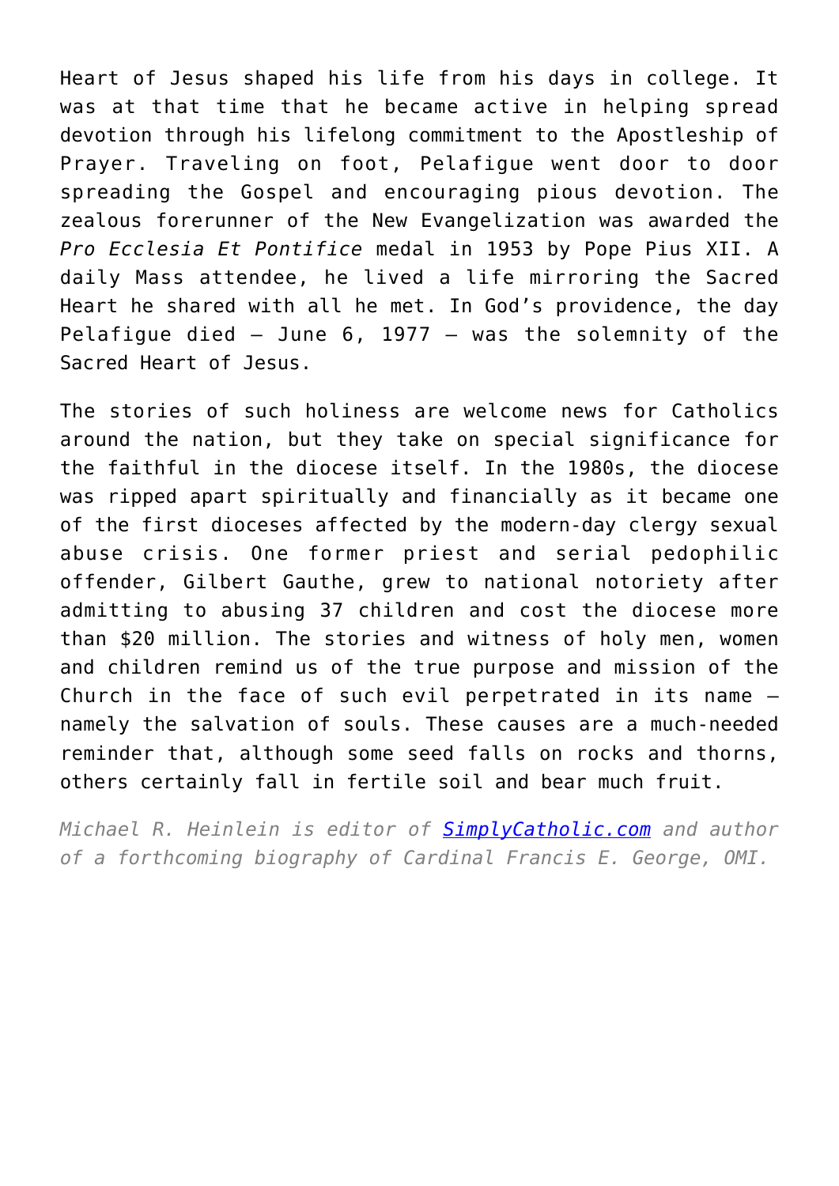Heart of Jesus shaped his life from his days in college. It was at that time that he became active in helping spread devotion through his lifelong commitment to the Apostleship of Prayer. Traveling on foot, Pelafigue went door to door spreading the Gospel and encouraging pious devotion. The zealous forerunner of the New Evangelization was awarded the *Pro Ecclesia Et Pontifice* medal in 1953 by Pope Pius XII. A daily Mass attendee, he lived a life mirroring the Sacred Heart he shared with all he met. In God's providence, the day Pelafigue died — June 6, 1977 — was the solemnity of the Sacred Heart of Jesus.

The stories of such holiness are welcome news for Catholics around the nation, but they take on special significance for the faithful in the diocese itself. In the 1980s, the diocese was ripped apart spiritually and financially as it became one of the first dioceses affected by the modern-day clergy sexual abuse crisis. One former priest and serial pedophilic offender, Gilbert Gauthe, grew to national notoriety after admitting to abusing 37 children and cost the diocese more than $20 million. The stories and witness of holy men, women and children remind us of the true purpose and mission of the Church in the face of such evil perpetrated in its name — namely the salvation of souls. These causes are a much-needed reminder that, although some seed falls on rocks and thorns, others certainly fall in fertile soil and bear much fruit.

*Michael R. Heinlein is editor of [SimplyCatholic.com](SimplyCatholic.com) and author of a forthcoming biography of Cardinal Francis E. George, OMI.*